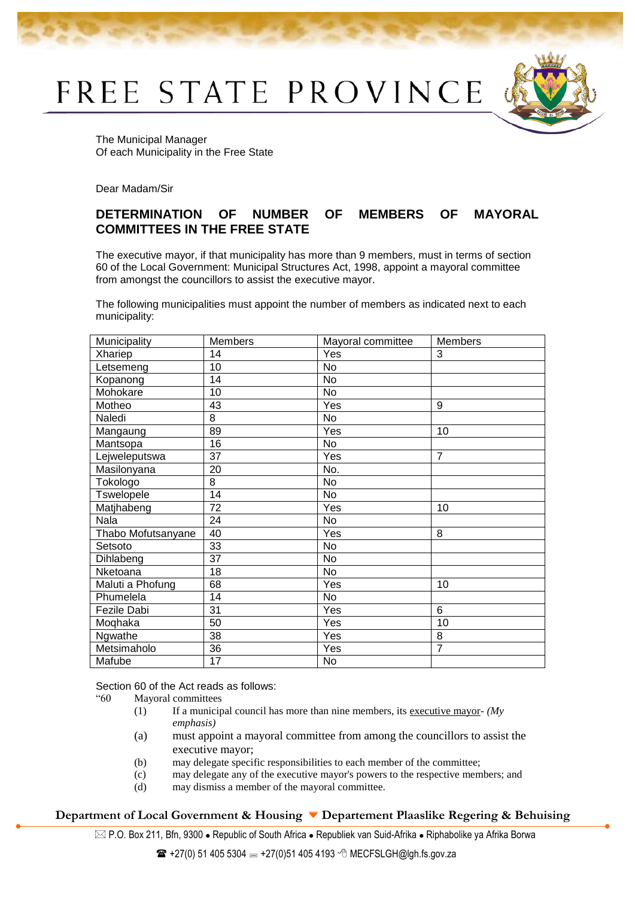# FREE STATE PROVINCE

The Municipal Manager
Of each Municipality in the Free State

Dear Madam/Sir

## DETERMINATION OF NUMBER OF MEMBERS OF MAYORAL COMMITTEES IN THE FREE STATE

The executive mayor, if that municipality has more than 9 members, must in terms of section 60 of the Local Government: Municipal Structures Act, 1998, appoint a mayoral committee from amongst the councillors to assist the executive mayor.

The following municipalities must appoint the number of members as indicated next to each municipality:

| Municipality | Members | Mayoral committee | Members |
|---|---|---|---|
| Xhariep | 14 | Yes | 3 |
| Letsemeng | 10 | No | |
| Kopanong | 14 | No | |
| Mohokare | 10 | No | |
| Motheo | 43 | Yes | 9 |
| Naledi | 8 | No | |
| Mangaung | 89 | Yes | 10 |
| Mantsopa | 16 | No | |
| Lejweleputswa | 37 | Yes | 7 |
| Masilonyana | 20 | No. | |
| Tokologo | 8 | No | |
| Tswelopele | 14 | No | |
| Matjhabeng | 72 | Yes | 10 |
| Nala | 24 | No | |
| Thabo Mofutsanyane | 40 | Yes | 8 |
| Setsoto | 33 | No | |
| Dihlabeng | 37 | No | |
| Nketoana | 18 | No | |
| Maluti a Phofung | 68 | Yes | 10 |
| Phumelela | 14 | No | |
| Fezile Dabi | 31 | Yes | 6 |
| Moqhaka | 50 | Yes | 10 |
| Ngwathe | 38 | Yes | 8 |
| Metsimaholo | 36 | Yes | 7 |
| Mafube | 17 | No | |

Section 60 of the Act reads as follows:

"60 Mayoral committees

(1) If a municipal council has more than nine members, its executive mayor- *(My emphasis)*

(a) must appoint a mayoral committee from among the councillors to assist the executive mayor;

(b) may delegate specific responsibilities to each member of the committee;

(c) may delegate any of the executive mayor's powers to the respective members; and

(d) may dismiss a member of the mayoral committee.

**Department of Local Government & Housing ▾ Departement Plaaslike Regering & Behuising**

P.O. Box 211, Bfn, 9300 • Republic of South Africa • Republiek van Suid-Afrika • Riphabolike ya Afrika Borwa

+27(0) 51 405 5304 +27(0)51 405 4193 MECFSLGH@lgh.fs.gov.za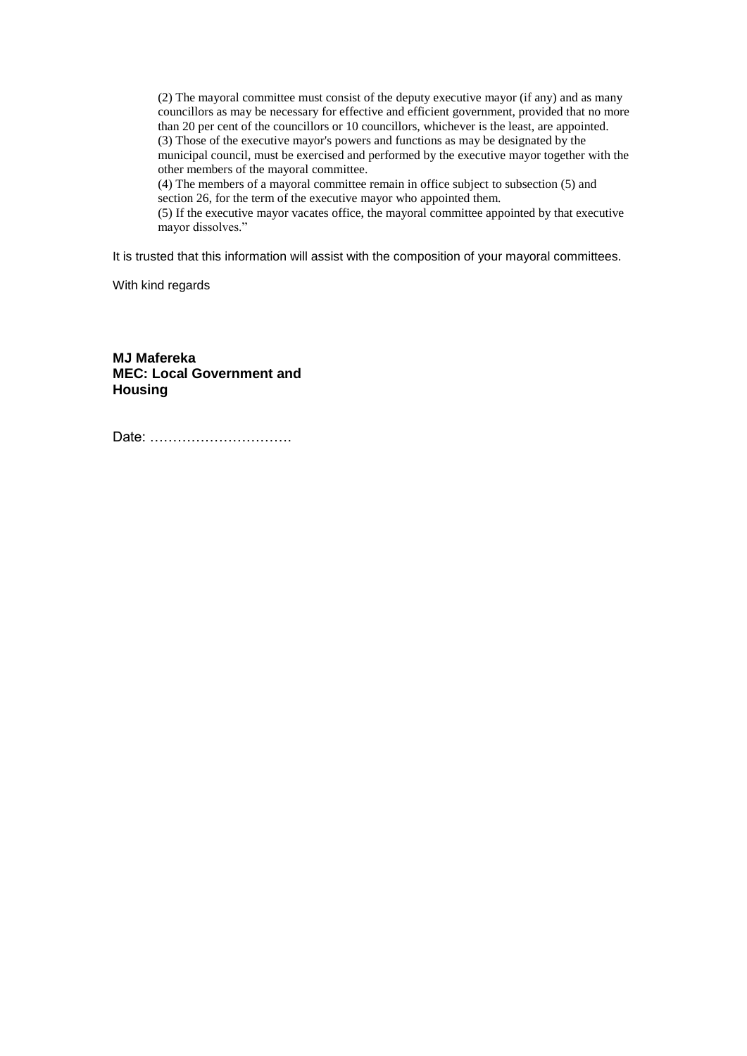> (2) The mayoral committee must consist of the deputy executive mayor (if any) and as many councillors as may be necessary for effective and efficient government, provided that no more than 20 per cent of the councillors or 10 councillors, whichever is the least, are appointed.
> (3) Those of the executive mayor's powers and functions as may be designated by the municipal council, must be exercised and performed by the executive mayor together with the other members of the mayoral committee.
> (4) The members of a mayoral committee remain in office subject to subsection (5) and section 26, for the term of the executive mayor who appointed them.
> (5) If the executive mayor vacates office, the mayoral committee appointed by that executive mayor dissolves."

It is trusted that this information will assist with the composition of your mayoral committees.

With kind regards

**MJ Mafereka**
**MEC: Local Government and Housing**

Date: …………………………